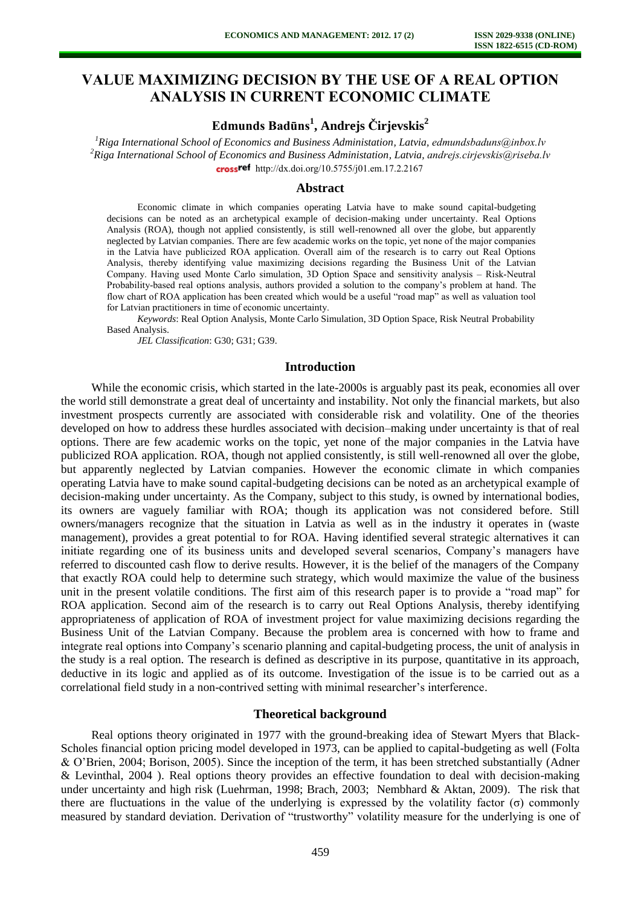# VALUE MAXIMIZING DECISION BY THE USE OF A REAL OPTION ANALYSIS IN CURRENT ECONOMIC CLIMATE

**Edmunds Badūns[1], Andrejs Čirjevskis[2]**

*[1]Riga International School of Economics and Business Administation, Latvia, edmundsbaduns@inbox.lv*
*[2]Riga International School of Economics and Business Administation, Latvia, andrejs.cirjevskis@riseba.lv*
http://dx.doi.org/10.5755/j01.em.17.2.2167

## Abstract

Economic climate in which companies operating Latvia have to make sound capital-budgeting decisions can be noted as an archetypical example of decision-making under uncertainty. Real Options Analysis (ROA), though not applied consistently, is still well-renowned all over the globe, but apparently neglected by Latvian companies. There are few academic works on the topic, yet none of the major companies in the Latvia have publicized ROA application. Overall aim of the research is to carry out Real Options Analysis, thereby identifying value maximizing decisions regarding the Business Unit of the Latvian Company. Having used Monte Carlo simulation, 3D Option Space and sensitivity analysis – Risk-Neutral Probability-based real options analysis, authors provided a solution to the company's problem at hand. The flow chart of ROA application has been created which would be a useful "road map" as well as valuation tool for Latvian practitioners in time of economic uncertainty.

*Keywords*: Real Option Analysis, Monte Carlo Simulation, 3D Option Space, Risk Neutral Probability Based Analysis.

*JEL Classification*: G30; G31; G39.

## Introduction

While the economic crisis, which started in the late-2000s is arguably past its peak, economies all over the world still demonstrate a great deal of uncertainty and instability. Not only the financial markets, but also investment prospects currently are associated with considerable risk and volatility. One of the theories developed on how to address these hurdles associated with decision–making under uncertainty is that of real options. There are few academic works on the topic, yet none of the major companies in the Latvia have publicized ROA application. ROA, though not applied consistently, is still well-renowned all over the globe, but apparently neglected by Latvian companies. However the economic climate in which companies operating Latvia have to make sound capital-budgeting decisions can be noted as an archetypical example of decision-making under uncertainty. As the Company, subject to this study, is owned by international bodies, its owners are vaguely familiar with ROA; though its application was not considered before. Still owners/managers recognize that the situation in Latvia as well as in the industry it operates in (waste management), provides a great potential to for ROA. Having identified several strategic alternatives it can initiate regarding one of its business units and developed several scenarios, Company's managers have referred to discounted cash flow to derive results. However, it is the belief of the managers of the Company that exactly ROA could help to determine such strategy, which would maximize the value of the business unit in the present volatile conditions. The first aim of this research paper is to provide a "road map" for ROA application. Second aim of the research is to carry out Real Options Analysis, thereby identifying appropriateness of application of ROA of investment project for value maximizing decisions regarding the Business Unit of the Latvian Company. Because the problem area is concerned with how to frame and integrate real options into Company's scenario planning and capital-budgeting process, the unit of analysis in the study is a real option. The research is defined as descriptive in its purpose, quantitative in its approach, deductive in its logic and applied as of its outcome. Investigation of the issue is to be carried out as a correlational field study in a non-contrived setting with minimal researcher's interference.

## Theoretical background

Real options theory originated in 1977 with the ground-breaking idea of Stewart Myers that Black-Scholes financial option pricing model developed in 1973, can be applied to capital-budgeting as well (Folta & O'Brien, 2004; Borison, 2005). Since the inception of the term, it has been stretched substantially (Adner & Levinthal, 2004 ). Real options theory provides an effective foundation to deal with decision-making under uncertainty and high risk (Luehrman, 1998; Brach, 2003; Nembhard & Aktan, 2009). The risk that there are fluctuations in the value of the underlying is expressed by the volatility factor ($\sigma$) commonly measured by standard deviation. Derivation of "trustworthy" volatility measure for the underlying is one of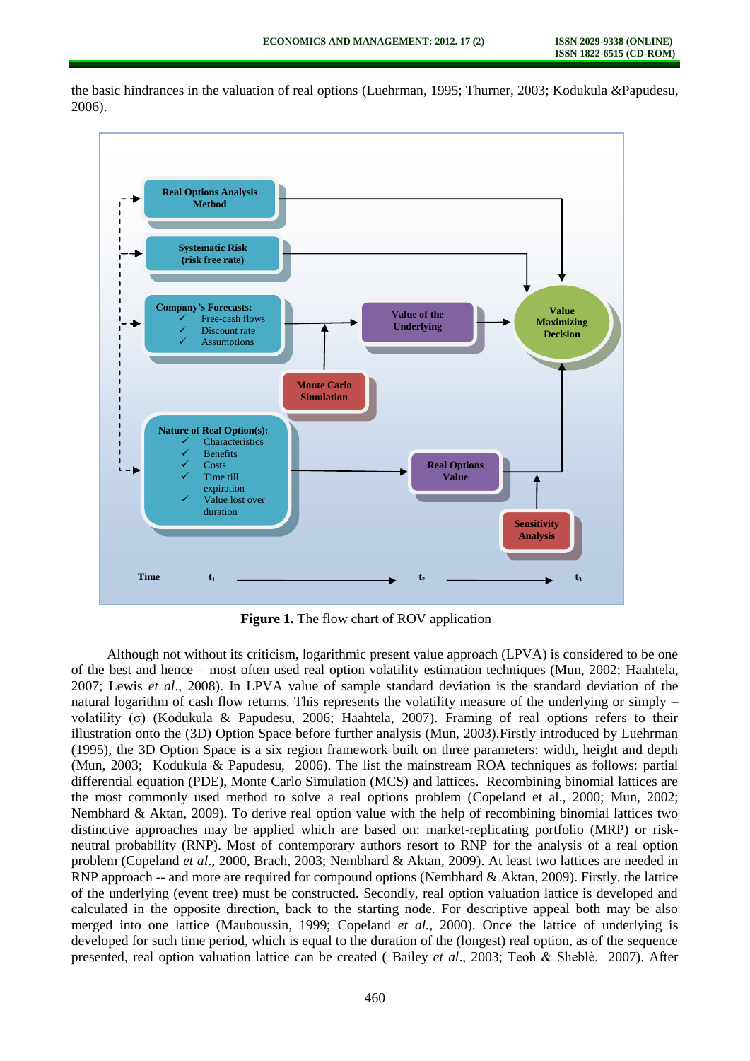the basic hindrances in the valuation of real options (Luehrman, 1995; Thurner, 2003; Kodukula &Papudesu, 2006).

**Figure 1.** The flow chart of ROV application

Although not without its criticism, logarithmic present value approach (LPVA) is considered to be one of the best and hence – most often used real option volatility estimation techniques (Mun, 2002; Haahtela, 2007; Lewis *et al*., 2008). In LPVA value of sample standard deviation is the standard deviation of the natural logarithm of cash flow returns. This represents the volatility measure of the underlying or simply – volatility (σ) (Kodukula & Papudesu, 2006; Haahtela, 2007). Framing of real options refers to their illustration onto the (3D) Option Space before further analysis (Mun, 2003).Firstly introduced by Luehrman (1995), the 3D Option Space is a six region framework built on three parameters: width, height and depth (Mun, 2003; Kodukula & Papudesu, 2006). The list the mainstream ROA techniques as follows: partial differential equation (PDE), Monte Carlo Simulation (MCS) and lattices. Recombining binomial lattices are the most commonly used method to solve a real options problem (Copeland et al., 2000; Mun, 2002; Nembhard & Aktan, 2009). To derive real option value with the help of recombining binomial lattices two distinctive approaches may be applied which are based on: market-replicating portfolio (MRP) or risk-neutral probability (RNP). Most of contemporary authors resort to RNP for the analysis of a real option problem (Copeland *et al*., 2000, Brach, 2003; Nembhard & Aktan, 2009). At least two lattices are needed in RNP approach -- and more are required for compound options (Nembhard & Aktan, 2009). Firstly, the lattice of the underlying (event tree) must be constructed. Secondly, real option valuation lattice is developed and calculated in the opposite direction, back to the starting node. For descriptive appeal both may be also merged into one lattice (Mauboussin, 1999; Copeland *et al.*, 2000). Once the lattice of underlying is developed for such time period, which is equal to the duration of the (longest) real option, as of the sequence presented, real option valuation lattice can be created ( Bailey *et al*., 2003; Teoh & Sheblè, 2007). After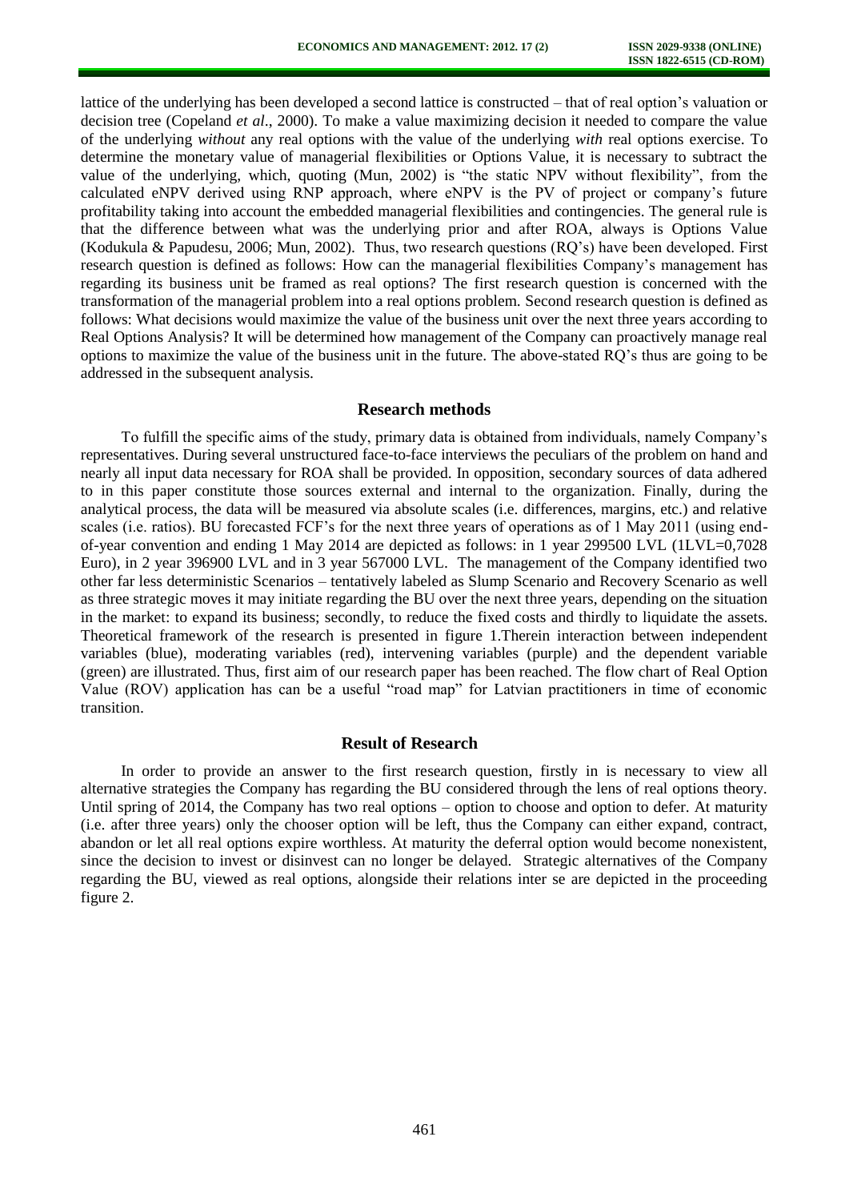lattice of the underlying has been developed a second lattice is constructed – that of real option's valuation or decision tree (Copeland *et al*., 2000). To make a value maximizing decision it needed to compare the value of the underlying *without* any real options with the value of the underlying *with* real options exercise. To determine the monetary value of managerial flexibilities or Options Value, it is necessary to subtract the value of the underlying, which, quoting (Mun, 2002) is "the static NPV without flexibility", from the calculated eNPV derived using RNP approach, where eNPV is the PV of project or company's future profitability taking into account the embedded managerial flexibilities and contingencies. The general rule is that the difference between what was the underlying prior and after ROA, always is Options Value (Kodukula & Papudesu, 2006; Mun, 2002). Thus, two research questions (RQ's) have been developed. First research question is defined as follows: How can the managerial flexibilities Company's management has regarding its business unit be framed as real options? The first research question is concerned with the transformation of the managerial problem into a real options problem. Second research question is defined as follows: What decisions would maximize the value of the business unit over the next three years according to Real Options Analysis? It will be determined how management of the Company can proactively manage real options to maximize the value of the business unit in the future. The above-stated RQ's thus are going to be addressed in the subsequent analysis.

## Research methods

To fulfill the specific aims of the study, primary data is obtained from individuals, namely Company's representatives. During several unstructured face-to-face interviews the peculiars of the problem on hand and nearly all input data necessary for ROA shall be provided. In opposition, secondary sources of data adhered to in this paper constitute those sources external and internal to the organization. Finally, during the analytical process, the data will be measured via absolute scales (i.e. differences, margins, etc.) and relative scales (i.e. ratios). BU forecasted FCF's for the next three years of operations as of 1 May 2011 (using end-of-year convention and ending 1 May 2014 are depicted as follows: in 1 year 299500 LVL (1LVL=0,7028 Euro), in 2 year 396900 LVL and in 3 year 567000 LVL. The management of the Company identified two other far less deterministic Scenarios – tentatively labeled as Slump Scenario and Recovery Scenario as well as three strategic moves it may initiate regarding the BU over the next three years, depending on the situation in the market: to expand its business; secondly, to reduce the fixed costs and thirdly to liquidate the assets. Theoretical framework of the research is presented in figure 1.Therein interaction between independent variables (blue), moderating variables (red), intervening variables (purple) and the dependent variable (green) are illustrated. Thus, first aim of our research paper has been reached. The flow chart of Real Option Value (ROV) application has can be a useful "road map" for Latvian practitioners in time of economic transition.

## Result of Research

In order to provide an answer to the first research question, firstly in is necessary to view all alternative strategies the Company has regarding the BU considered through the lens of real options theory. Until spring of 2014, the Company has two real options – option to choose and option to defer. At maturity (i.e. after three years) only the chooser option will be left, thus the Company can either expand, contract, abandon or let all real options expire worthless. At maturity the deferral option would become nonexistent, since the decision to invest or disinvest can no longer be delayed. Strategic alternatives of the Company regarding the BU, viewed as real options, alongside their relations inter se are depicted in the proceeding figure 2.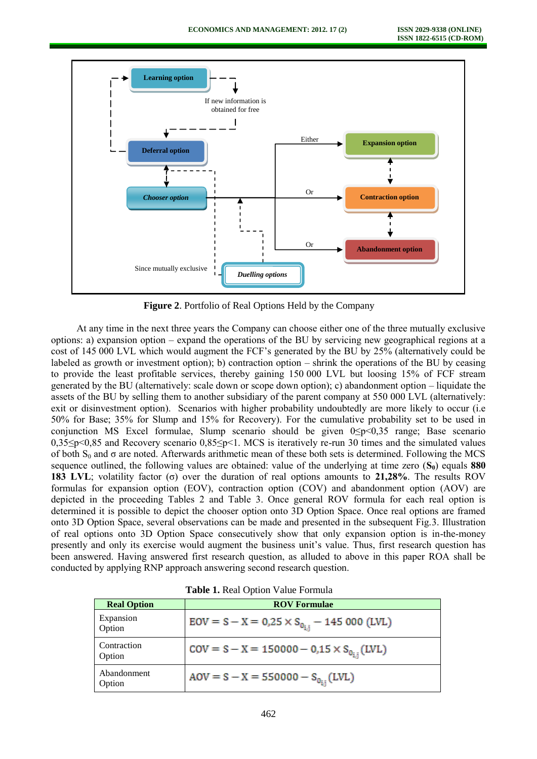**Figure 2**. Portfolio of Real Options Held by the Company

At any time in the next three years the Company can choose either one of the three mutually exclusive options: a) expansion option – expand the operations of the BU by servicing new geographical regions at a cost of 145 000 LVL which would augment the FCF's generated by the BU by 25% (alternatively could be labeled as growth or investment option); b) contraction option – shrink the operations of the BU by ceasing to provide the least profitable services, thereby gaining 150 000 LVL but loosing 15% of FCF stream generated by the BU (alternatively: scale down or scope down option); c) abandonment option – liquidate the assets of the BU by selling them to another subsidiary of the parent company at 550 000 LVL (alternatively: exit or disinvestment option). Scenarios with higher probability undoubtedly are more likely to occur (i.e 50% for Base; 35% for Slump and 15% for Recovery). For the cumulative probability set to be used in conjunction MS Excel formulae, Slump scenario should be given $0 \leq p < 0,35$ range; Base scenario $0,35 \leq p < 0,85$ and Recovery scenario $0,85 \leq p < 1$. MCS is iteratively re-run 30 times and the simulated values of both $S_0$ and σ are noted. Afterwards arithmetic mean of these both sets is determined. Following the MCS sequence outlined, the following values are obtained: value of the underlying at time zero (**$S_0$**) equals **880 183 LVL**; volatility factor (σ) over the duration of real options amounts to **21,28%**. The results ROV formulas for expansion option (EOV), contraction option (COV) and abandonment option (AOV) are depicted in the proceeding Tables 2 and Table 3. Once general ROV formula for each real option is determined it is possible to depict the chooser option onto 3D Option Space. Once real options are framed onto 3D Option Space, several observations can be made and presented in the subsequent Fig.3. Illustration of real options onto 3D Option Space consecutively show that only expansion option is in-the-money presently and only its exercise would augment the business unit's value. Thus, first research question has been answered. Having answered first research question, as alluded to above in this paper ROA shall be conducted by applying RNP approach answering second research question.

**Table 1.** Real Option Value Formula

| Real Option | ROV Formulae |
|---|---|
| Expansion Option | $EOV = S - X = 0{,}25 \times S_{0_{i,j}} - 145\ 000\ (LVL)$ |
| Contraction Option | $COV = S - X = 150000 - 0{,}15 \times S_{0_{i,j}}\ (LVL)$ |
| Abandonment Option | $AOV = S - X = 550000 - S_{0_{i,j}}\ (LVL)$ |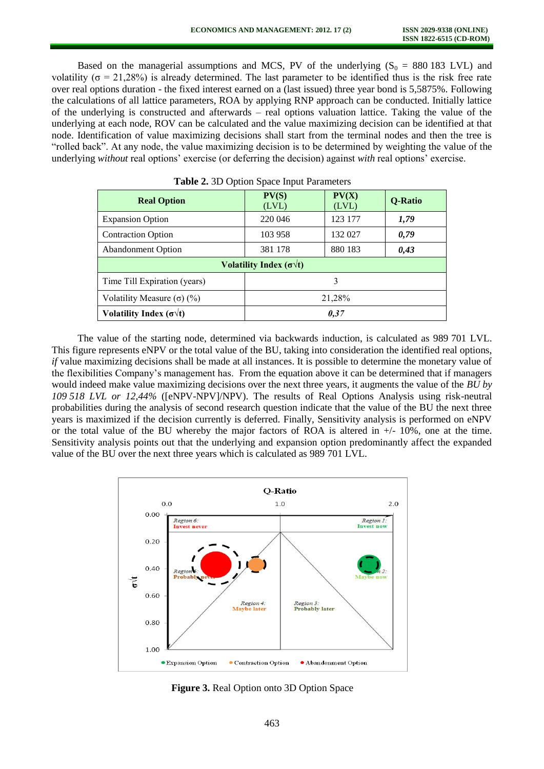Based on the managerial assumptions and MCS, PV of the underlying ($S_0$ = 880 183 LVL) and volatility ($\sigma$ = 21,28%) is already determined. The last parameter to be identified thus is the risk free rate over real options duration - the fixed interest earned on a (last issued) three year bond is 5,5875%. Following the calculations of all lattice parameters, ROA by applying RNP approach can be conducted. Initially lattice of the underlying is constructed and afterwards – real options valuation lattice. Taking the value of the underlying at each node, ROV can be calculated and the value maximizing decision can be identified at that node. Identification of value maximizing decisions shall start from the terminal nodes and then the tree is "rolled back". At any node, the value maximizing decision is to be determined by weighting the value of the underlying *without* real options' exercise (or deferring the decision) against *with* real options' exercise.

**Table 2.** 3D Option Space Input Parameters

| Real Option | PV(S) (LVL) | PV(X) (LVL) | Q-Ratio |
|---|---|---|---|
| Expansion Option | 220 046 | 123 177 | ***1,79*** |
| Contraction Option | 103 958 | 132 027 | ***0,79*** |
| Abandonment Option | 381 178 | 880 183 | ***0,43*** |
| **Volatility Index ($\sigma\sqrt{t}$)** | | | |
| Time Till Expiration (years) | 3 | | |
| Volatility Measure ($\sigma$) (%) | 21,28% | | |
| **Volatility Index ($\sigma\sqrt{t}$)** | ***0,37*** | | |

The value of the starting node, determined via backwards induction, is calculated as 989 701 LVL. This figure represents eNPV or the total value of the BU, taking into consideration the identified real options, *if* value maximizing decisions shall be made at all instances. It is possible to determine the monetary value of the flexibilities Company's management has. From the equation above it can be determined that if managers would indeed make value maximizing decisions over the next three years, it augments the value of the *BU by 109 518 LVL or 12,44%* ([eNPV-NPV]/NPV). The results of Real Options Analysis using risk-neutral probabilities during the analysis of second research question indicate that the value of the BU the next three years is maximized if the decision currently is deferred. Finally, Sensitivity analysis is performed on eNPV or the total value of the BU whereby the major factors of ROA is altered in +/- 10%, one at the time. Sensitivity analysis points out that the underlying and expansion option predominantly affect the expanded value of the BU over the next three years which is calculated as 989 701 LVL.

**Figure 3.** Real Option onto 3D Option Space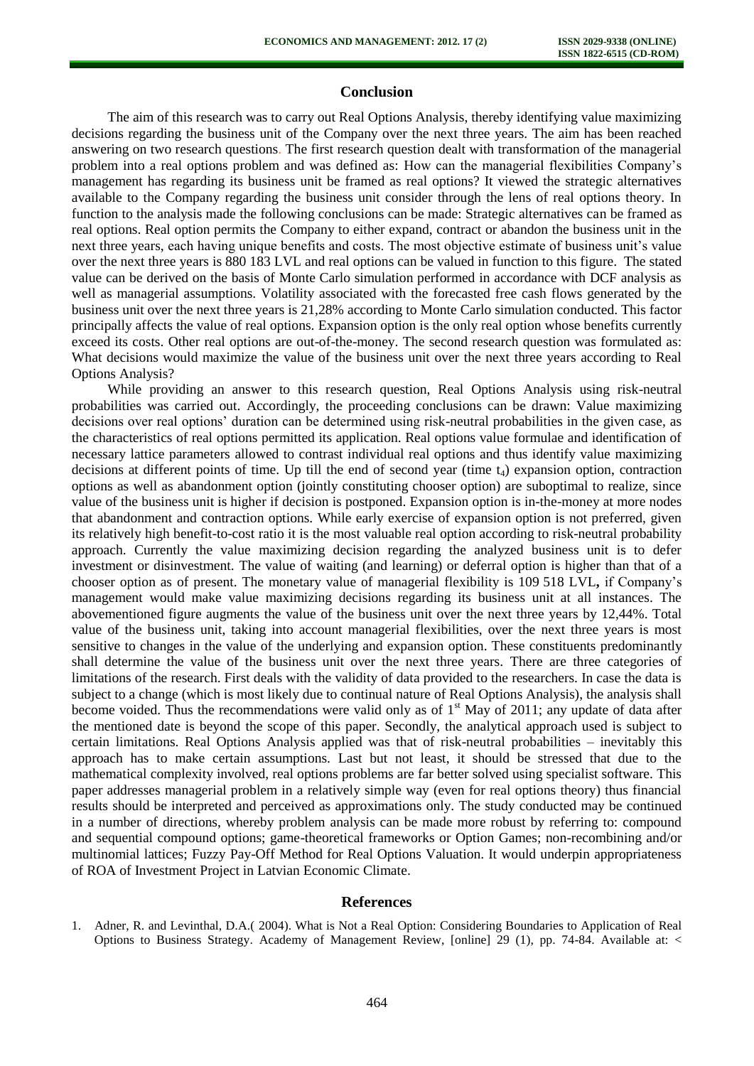## Conclusion

The aim of this research was to carry out Real Options Analysis, thereby identifying value maximizing decisions regarding the business unit of the Company over the next three years. The aim has been reached answering on two research questions. The first research question dealt with transformation of the managerial problem into a real options problem and was defined as: How can the managerial flexibilities Company's management has regarding its business unit be framed as real options? It viewed the strategic alternatives available to the Company regarding the business unit consider through the lens of real options theory. In function to the analysis made the following conclusions can be made: Strategic alternatives can be framed as real options. Real option permits the Company to either expand, contract or abandon the business unit in the next three years, each having unique benefits and costs. The most objective estimate of business unit's value over the next three years is 880 183 LVL and real options can be valued in function to this figure. The stated value can be derived on the basis of Monte Carlo simulation performed in accordance with DCF analysis as well as managerial assumptions. Volatility associated with the forecasted free cash flows generated by the business unit over the next three years is 21,28% according to Monte Carlo simulation conducted. This factor principally affects the value of real options. Expansion option is the only real option whose benefits currently exceed its costs. Other real options are out-of-the-money. The second research question was formulated as: What decisions would maximize the value of the business unit over the next three years according to Real Options Analysis?

While providing an answer to this research question, Real Options Analysis using risk-neutral probabilities was carried out. Accordingly, the proceeding conclusions can be drawn: Value maximizing decisions over real options' duration can be determined using risk-neutral probabilities in the given case, as the characteristics of real options permitted its application. Real options value formulae and identification of necessary lattice parameters allowed to contrast individual real options and thus identify value maximizing decisions at different points of time. Up till the end of second year (time $t_4$) expansion option, contraction options as well as abandonment option (jointly constituting chooser option) are suboptimal to realize, since value of the business unit is higher if decision is postponed. Expansion option is in-the-money at more nodes that abandonment and contraction options. While early exercise of expansion option is not preferred, given its relatively high benefit-to-cost ratio it is the most valuable real option according to risk-neutral probability approach. Currently the value maximizing decision regarding the analyzed business unit is to defer investment or disinvestment. The value of waiting (and learning) or deferral option is higher than that of a chooser option as of present. The monetary value of managerial flexibility is 109 518 LVL**,** if Company's management would make value maximizing decisions regarding its business unit at all instances. The abovementioned figure augments the value of the business unit over the next three years by 12,44%. Total value of the business unit, taking into account managerial flexibilities, over the next three years is most sensitive to changes in the value of the underlying and expansion option. These constituents predominantly shall determine the value of the business unit over the next three years. There are three categories of limitations of the research. First deals with the validity of data provided to the researchers. In case the data is subject to a change (which is most likely due to continual nature of Real Options Analysis), the analysis shall become voided. Thus the recommendations were valid only as of 1st May of 2011; any update of data after the mentioned date is beyond the scope of this paper. Secondly, the analytical approach used is subject to certain limitations. Real Options Analysis applied was that of risk-neutral probabilities – inevitably this approach has to make certain assumptions. Last but not least, it should be stressed that due to the mathematical complexity involved, real options problems are far better solved using specialist software. This paper addresses managerial problem in a relatively simple way (even for real options theory) thus financial results should be interpreted and perceived as approximations only. The study conducted may be continued in a number of directions, whereby problem analysis can be made more robust by referring to: compound and sequential compound options; game-theoretical frameworks or Option Games; non-recombining and/or multinomial lattices; Fuzzy Pay-Off Method for Real Options Valuation. It would underpin appropriateness of ROA of Investment Project in Latvian Economic Climate.

## References

1. Adner, R. and Levinthal, D.A.( 2004). What is Not a Real Option: Considering Boundaries to Application of Real Options to Business Strategy. Academy of Management Review, [online] 29 (1), pp. 74-84. Available at: <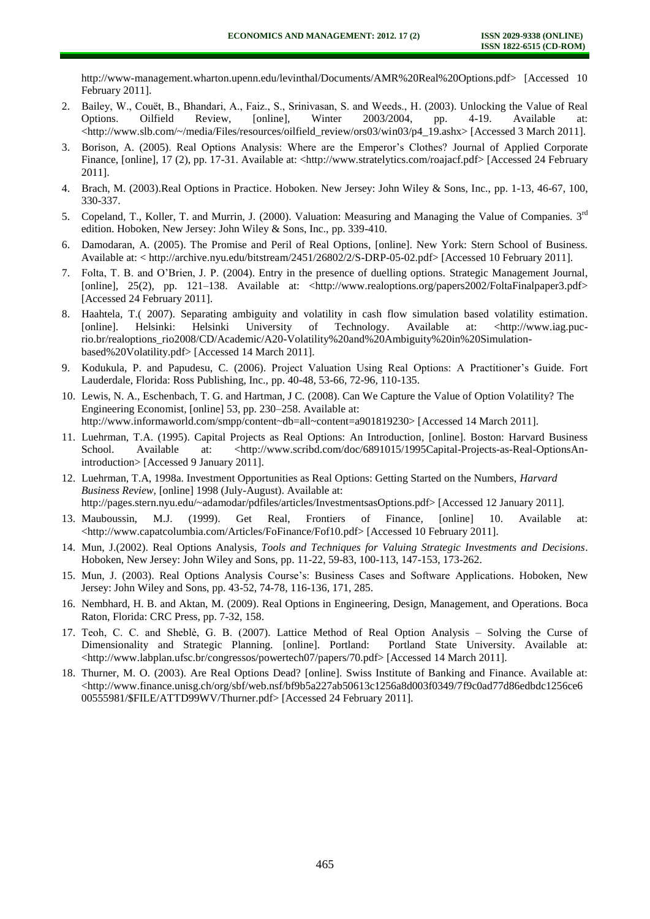http://www-management.wharton.upenn.edu/levinthal/Documents/AMR%20Real%20Options.pdf> [Accessed 10 February 2011].

2. Bailey, W., Couët, B., Bhandari, A., Faiz., S., Srinivasan, S. and Weeds., H. (2003). Unlocking the Value of Real Options. Oilfield Review, [online], Winter 2003/2004, pp. 4-19. Available at: <http://www.slb.com/~/media/Files/resources/oilfield_review/ors03/win03/p4_19.ashx> [Accessed 3 March 2011].
3. Borison, A. (2005). Real Options Analysis: Where are the Emperor's Clothes? Journal of Applied Corporate Finance, [online], 17 (2), pp. 17-31. Available at: <http://www.stratelytics.com/roajacf.pdf> [Accessed 24 February 2011].
4. Brach, M. (2003).Real Options in Practice. Hoboken. New Jersey: John Wiley & Sons, Inc., pp. 1-13, 46-67, 100, 330-337.
5. Copeland, T., Koller, T. and Murrin, J. (2000). Valuation: Measuring and Managing the Value of Companies. 3rd edition. Hoboken, New Jersey: John Wiley & Sons, Inc., pp. 339-410.
6. Damodaran, A. (2005). The Promise and Peril of Real Options, [online]. New York: Stern School of Business. Available at: < http://archive.nyu.edu/bitstream/2451/26802/2/S-DRP-05-02.pdf> [Accessed 10 February 2011].
7. Folta, T. B. and O'Brien, J. P. (2004). Entry in the presence of duelling options. Strategic Management Journal, [online], 25(2), pp. 121–138. Available at: <http://www.realoptions.org/papers2002/FoltaFinalpaper3.pdf> [Accessed 24 February 2011].
8. Haahtela, T.( 2007). Separating ambiguity and volatility in cash flow simulation based volatility estimation. [online]. Helsinki: Helsinki University of Technology. Available at: <http://www.iag.puc-rio.br/realoptions_rio2008/CD/Academic/A20-Volatility%20and%20Ambiguity%20in%20Simulation-based%20Volatility.pdf> [Accessed 14 March 2011].
9. Kodukula, P. and Papudesu, C. (2006). Project Valuation Using Real Options: A Practitioner's Guide. Fort Lauderdale, Florida: Ross Publishing, Inc., pp. 40-48, 53-66, 72-96, 110-135.
10. Lewis, N. A., Eschenbach, T. G. and Hartman, J C. (2008). Can We Capture the Value of Option Volatility? The Engineering Economist, [online] 53, pp. 230–258. Available at: http://www.informaworld.com/smpp/content~db=all~content=a901819230> [Accessed 14 March 2011].
11. Luehrman, T.A. (1995). Capital Projects as Real Options: An Introduction, [online]. Boston: Harvard Business School. Available at: <http://www.scribd.com/doc/6891015/1995Capital-Projects-as-Real-OptionsAn-introduction> [Accessed 9 January 2011].
12. Luehrman, T.A, 1998a. Investment Opportunities as Real Options: Getting Started on the Numbers, *Harvard Business Review*, [online] 1998 (July-August). Available at: http://pages.stern.nyu.edu/~adamodar/pdfiles/articles/InvestmentsasOptions.pdf> [Accessed 12 January 2011].
13. Mauboussin, M.J. (1999). Get Real, Frontiers of Finance, [online] 10. Available at: <http://www.capatcolumbia.com/Articles/FoFinance/Fof10.pdf> [Accessed 10 February 2011].
14. Mun, J.(2002). Real Options Analysis, *Tools and Techniques for Valuing Strategic Investments and Decisions*. Hoboken, New Jersey: John Wiley and Sons, pp. 11-22, 59-83, 100-113, 147-153, 173-262.
15. Mun, J. (2003). Real Options Analysis Course's: Business Cases and Software Applications. Hoboken, New Jersey: John Wiley and Sons, pp. 43-52, 74-78, 116-136, 171, 285.
16. Nembhard, H. B. and Aktan, M. (2009). Real Options in Engineering, Design, Management, and Operations. Boca Raton, Florida: CRC Press, pp. 7-32, 158.
17. Teoh, C. C. and Sheblè, G. B. (2007). Lattice Method of Real Option Analysis – Solving the Curse of Dimensionality and Strategic Planning. [online]. Portland: Portland State University. Available at: <http://www.labplan.ufsc.br/congressos/powertech07/papers/70.pdf> [Accessed 14 March 2011].
18. Thurner, M. O. (2003). Are Real Options Dead? [online]. Swiss Institute of Banking and Finance. Available at: <http://www.finance.unisg.ch/org/sbf/web.nsf/bf9b5a227ab50613c1256a8d003f0349/7f9c0ad77d86edbdc1256ce600555981/$FILE/ATTD99WV/Thurner.pdf> [Accessed 24 February 2011].